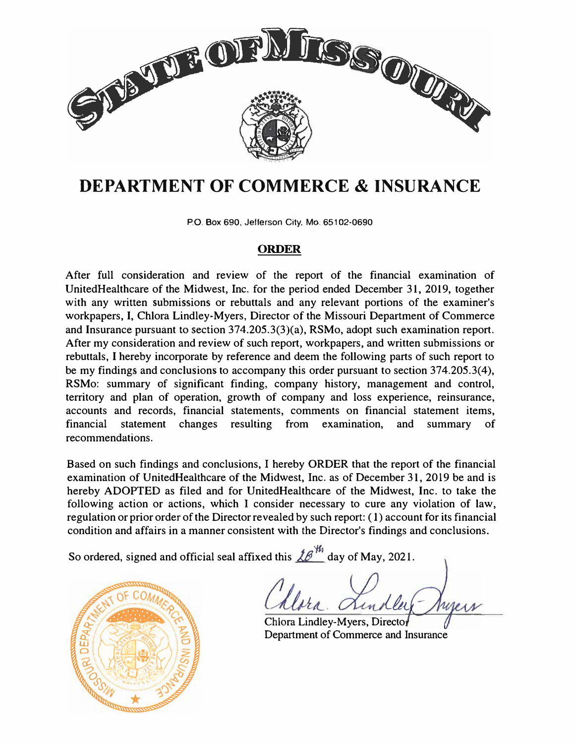# STATE OF MISSOURI

# DEPARTMENT OF COMMERCE & INSURANCE

P.O. Box 690, Jefferson City, Mo. 65102-0690

## ORDER

After full consideration and review of the report of the financial examination of UnitedHealthcare of the Midwest, Inc. for the period ended December 31, 2019, together with any written submissions or rebuttals and any relevant portions of the examiner's workpapers, I, Chlora Lindley-Myers, Director of the Missouri Department of Commerce and Insurance pursuant to section 374.205.3(3)(a), RSMo, adopt such examination report. After my consideration and review of such report, workpapers, and written submissions or rebuttals, I hereby incorporate by reference and deem the following parts of such report to be my findings and conclusions to accompany this order pursuant to section 374.205.3(4), RSMo: summary of significant finding, company history, management and control, territory and plan of operation, growth of company and loss experience, reinsurance, accounts and records, financial statements, comments on financial statement items, financial statement changes resulting from examination, and summary of recommendations.

Based on such findings and conclusions, I hereby ORDER that the report of the financial examination of UnitedHealthcare of the Midwest, Inc. as of December 31, 2019 be and is hereby ADOPTED as filed and for UnitedHealthcare of the Midwest, Inc. to take the following action or actions, which I consider necessary to cure any violation of law, regulation or prior order of the Director revealed by such report: (1) account for its financial condition and affairs in a manner consistent with the Director's findings and conclusions.

So ordered, signed and official seal affixed this 26th day of May, 2021.

Chlora Lindley-Myers, Director
Department of Commerce and Insurance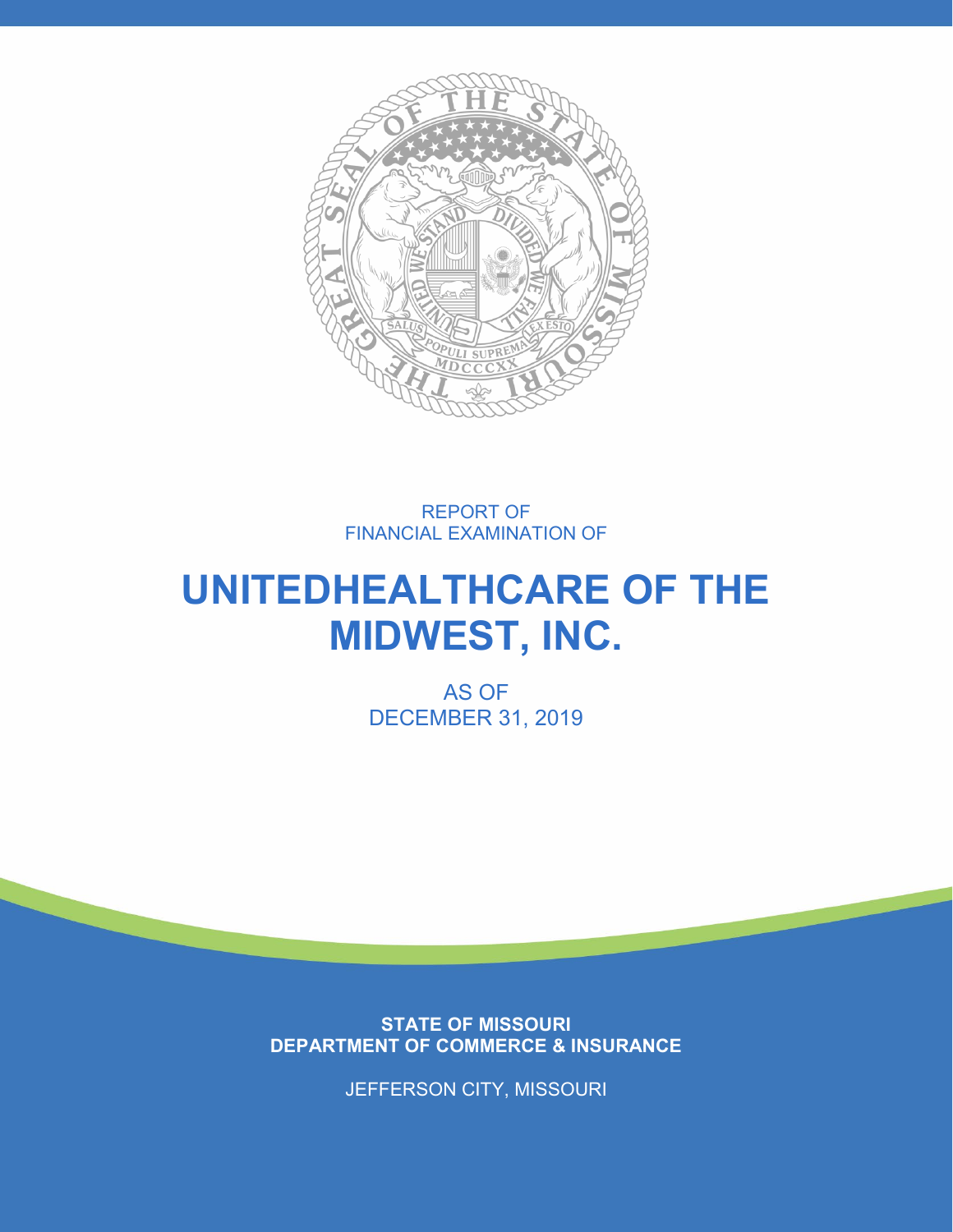REPORT OF
FINANCIAL EXAMINATION OF

# UNITEDHEALTHCARE OF THE MIDWEST, INC.

AS OF
DECEMBER 31, 2019

**STATE OF MISSOURI**
**DEPARTMENT OF COMMERCE & INSURANCE**

JEFFERSON CITY, MISSOURI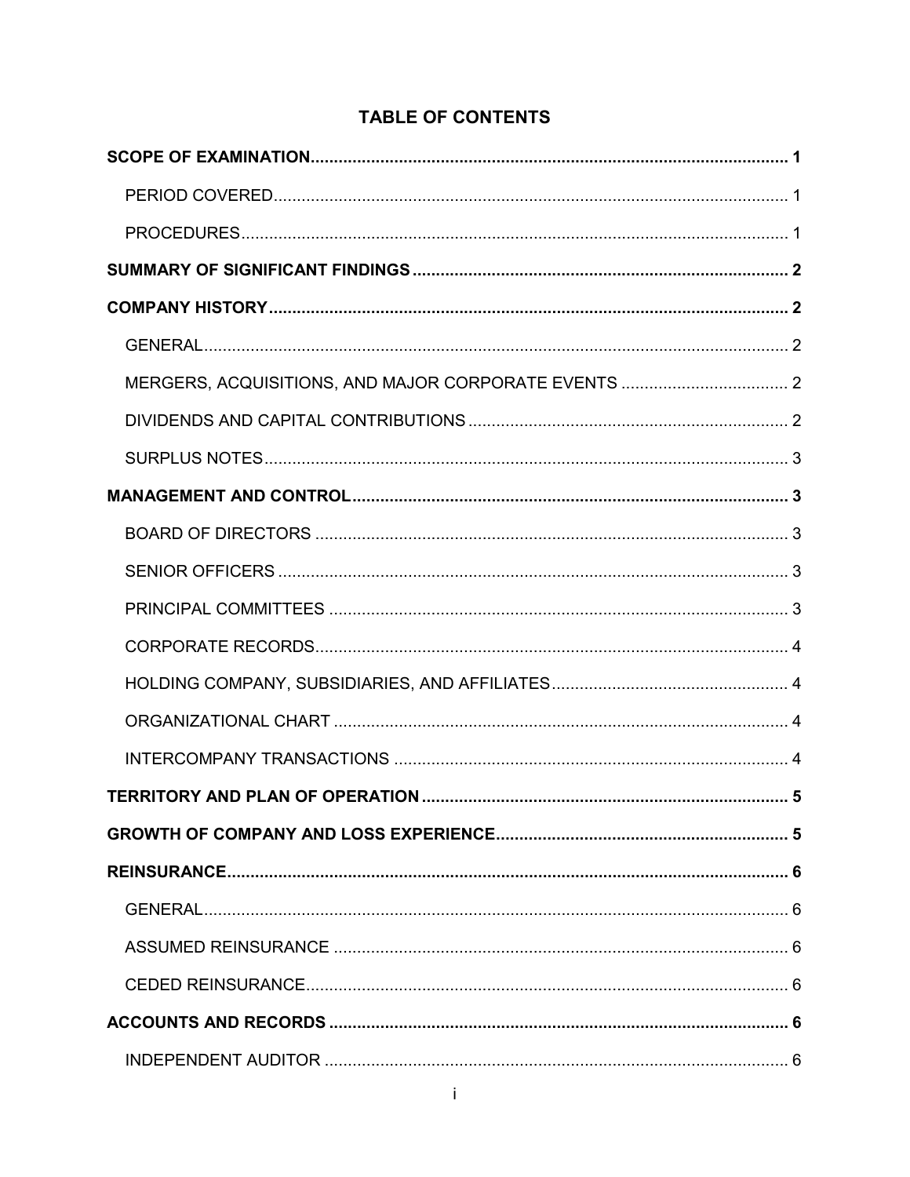# TABLE OF CONTENTS

| | |
|---|---|
| **SCOPE OF EXAMINATION** | **1** |
| PERIOD COVERED | 1 |
| PROCEDURES | 1 |
| **SUMMARY OF SIGNIFICANT FINDINGS** | **2** |
| **COMPANY HISTORY** | **2** |
| GENERAL | 2 |
| MERGERS, ACQUISITIONS, AND MAJOR CORPORATE EVENTS | 2 |
| DIVIDENDS AND CAPITAL CONTRIBUTIONS | 2 |
| SURPLUS NOTES | 3 |
| **MANAGEMENT AND CONTROL** | **3** |
| BOARD OF DIRECTORS | 3 |
| SENIOR OFFICERS | 3 |
| PRINCIPAL COMMITTEES | 3 |
| CORPORATE RECORDS | 4 |
| HOLDING COMPANY, SUBSIDIARIES, AND AFFILIATES | 4 |
| ORGANIZATIONAL CHART | 4 |
| INTERCOMPANY TRANSACTIONS | 4 |
| **TERRITORY AND PLAN OF OPERATION** | **5** |
| **GROWTH OF COMPANY AND LOSS EXPERIENCE** | **5** |
| **REINSURANCE** | **6** |
| GENERAL | 6 |
| ASSUMED REINSURANCE | 6 |
| CEDED REINSURANCE | 6 |
| **ACCOUNTS AND RECORDS** | **6** |
| INDEPENDENT AUDITOR | 6 |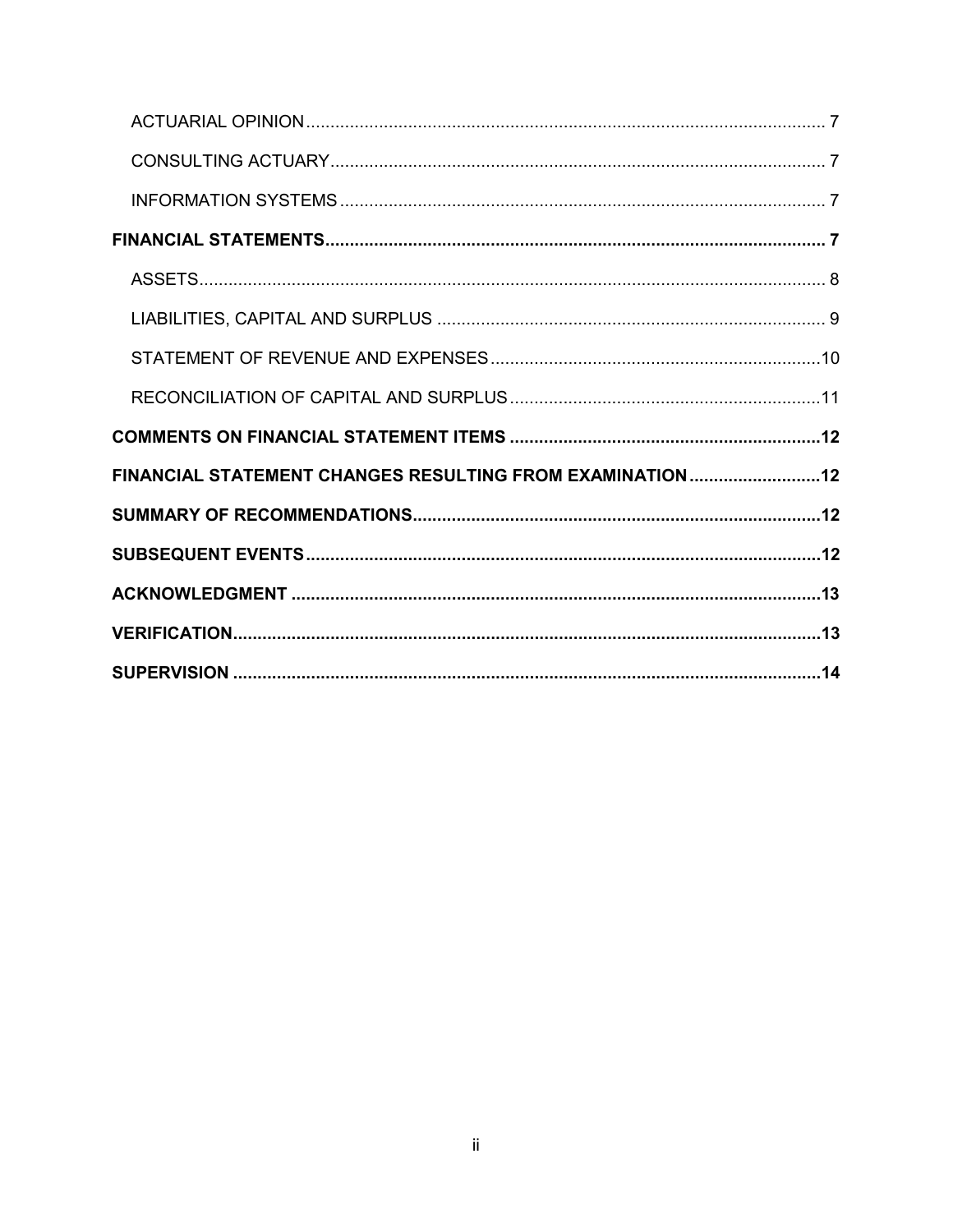ACTUARIAL OPINION ........................................................................................................ 7

CONSULTING ACTUARY .................................................................................................. 7

INFORMATION SYSTEMS ................................................................................................ 7

**FINANCIAL STATEMENTS ..................................................................................................... 7**

ASSETS ............................................................................................................................. 8

LIABILITIES, CAPITAL AND SURPLUS ........................................................................... 9

STATEMENT OF REVENUE AND EXPENSES ................................................................ 10

RECONCILIATION OF CAPITAL AND SURPLUS ............................................................ 11

**COMMENTS ON FINANCIAL STATEMENT ITEMS ............................................................. 12**

**FINANCIAL STATEMENT CHANGES RESULTING FROM EXAMINATION ......................... 12**

**SUMMARY OF RECOMMENDATIONS .................................................................................. 12**

**SUBSEQUENT EVENTS ......................................................................................................... 12**

**ACKNOWLEDGMENT ............................................................................................................ 13**

**VERIFICATION ....................................................................................................................... 13**

**SUPERVISION ........................................................................................................................ 14**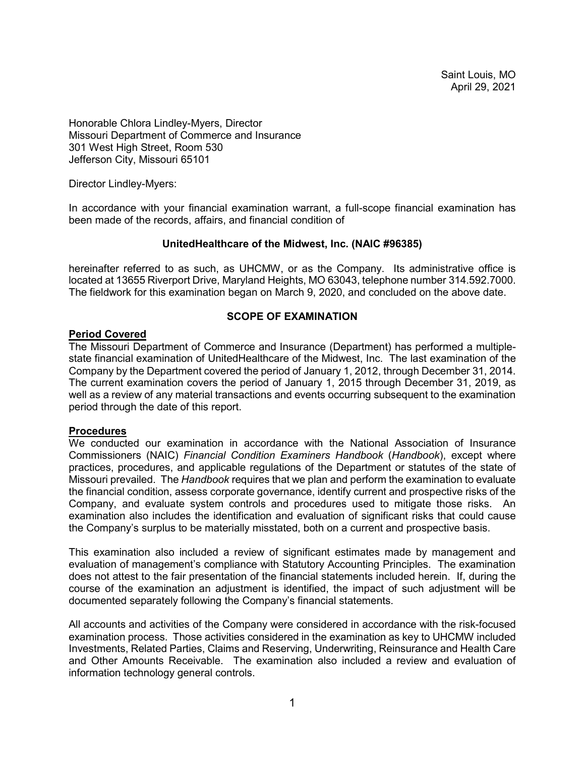Saint Louis, MO
April 29, 2021

Honorable Chlora Lindley-Myers, Director
Missouri Department of Commerce and Insurance
301 West High Street, Room 530
Jefferson City, Missouri 65101

Director Lindley-Myers:

In accordance with your financial examination warrant, a full-scope financial examination has been made of the records, affairs, and financial condition of

**UnitedHealthcare of the Midwest, Inc. (NAIC #96385)**

hereinafter referred to as such, as UHCMW, or as the Company. Its administrative office is located at 13655 Riverport Drive, Maryland Heights, MO 63043, telephone number 314.592.7000. The fieldwork for this examination began on March 9, 2020, and concluded on the above date.

## SCOPE OF EXAMINATION

### Period Covered

The Missouri Department of Commerce and Insurance (Department) has performed a multiple-state financial examination of UnitedHealthcare of the Midwest, Inc. The last examination of the Company by the Department covered the period of January 1, 2012, through December 31, 2014. The current examination covers the period of January 1, 2015 through December 31, 2019, as well as a review of any material transactions and events occurring subsequent to the examination period through the date of this report.

### Procedures

We conducted our examination in accordance with the National Association of Insurance Commissioners (NAIC) *Financial Condition Examiners Handbook* (*Handbook*), except where practices, procedures, and applicable regulations of the Department or statutes of the state of Missouri prevailed. The *Handbook* requires that we plan and perform the examination to evaluate the financial condition, assess corporate governance, identify current and prospective risks of the Company, and evaluate system controls and procedures used to mitigate those risks. An examination also includes the identification and evaluation of significant risks that could cause the Company's surplus to be materially misstated, both on a current and prospective basis.

This examination also included a review of significant estimates made by management and evaluation of management's compliance with Statutory Accounting Principles. The examination does not attest to the fair presentation of the financial statements included herein. If, during the course of the examination an adjustment is identified, the impact of such adjustment will be documented separately following the Company's financial statements.

All accounts and activities of the Company were considered in accordance with the risk-focused examination process. Those activities considered in the examination as key to UHCMW included Investments, Related Parties, Claims and Reserving, Underwriting, Reinsurance and Health Care and Other Amounts Receivable. The examination also included a review and evaluation of information technology general controls.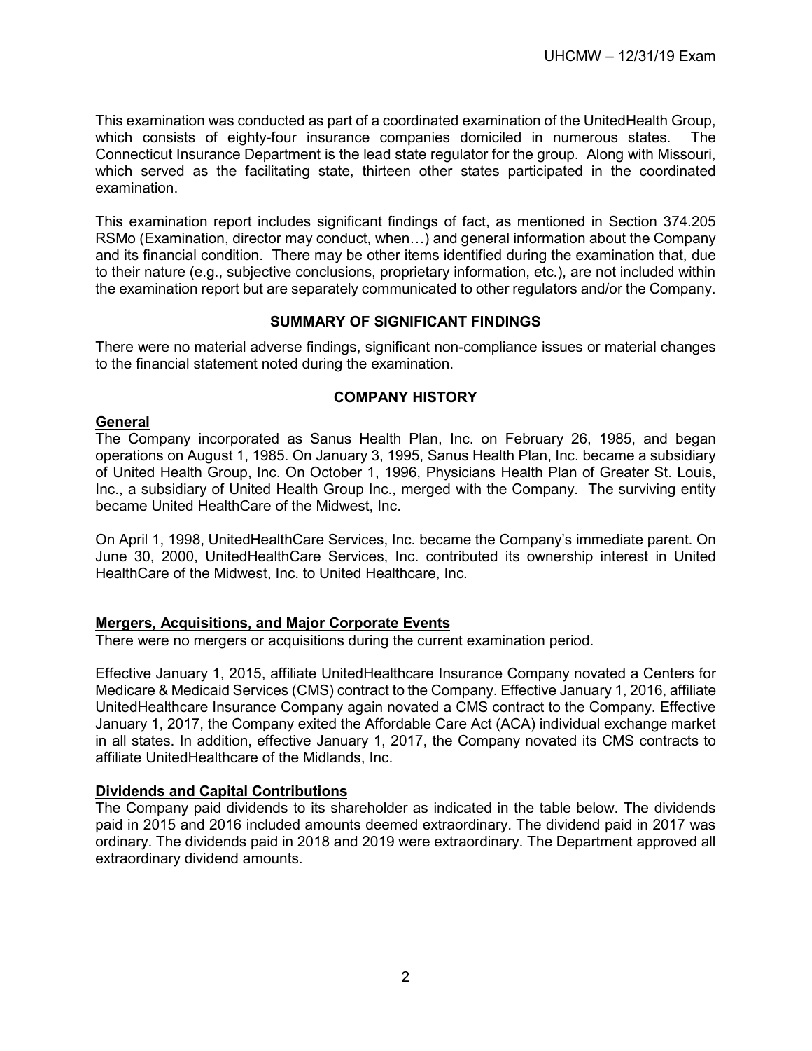This examination was conducted as part of a coordinated examination of the UnitedHealth Group, which consists of eighty-four insurance companies domiciled in numerous states. The Connecticut Insurance Department is the lead state regulator for the group. Along with Missouri, which served as the facilitating state, thirteen other states participated in the coordinated examination.

This examination report includes significant findings of fact, as mentioned in Section 374.205 RSMo (Examination, director may conduct, when…) and general information about the Company and its financial condition. There may be other items identified during the examination that, due to their nature (e.g., subjective conclusions, proprietary information, etc.), are not included within the examination report but are separately communicated to other regulators and/or the Company.

## SUMMARY OF SIGNIFICANT FINDINGS

There were no material adverse findings, significant non-compliance issues or material changes to the financial statement noted during the examination.

## COMPANY HISTORY

### General

The Company incorporated as Sanus Health Plan, Inc. on February 26, 1985, and began operations on August 1, 1985. On January 3, 1995, Sanus Health Plan, Inc. became a subsidiary of United Health Group, Inc. On October 1, 1996, Physicians Health Plan of Greater St. Louis, Inc., a subsidiary of United Health Group Inc., merged with the Company. The surviving entity became United HealthCare of the Midwest, Inc.

On April 1, 1998, UnitedHealthCare Services, Inc. became the Company's immediate parent. On June 30, 2000, UnitedHealthCare Services, Inc. contributed its ownership interest in United HealthCare of the Midwest, Inc. to United Healthcare, Inc.

### Mergers, Acquisitions, and Major Corporate Events

There were no mergers or acquisitions during the current examination period.

Effective January 1, 2015, affiliate UnitedHealthcare Insurance Company novated a Centers for Medicare & Medicaid Services (CMS) contract to the Company. Effective January 1, 2016, affiliate UnitedHealthcare Insurance Company again novated a CMS contract to the Company. Effective January 1, 2017, the Company exited the Affordable Care Act (ACA) individual exchange market in all states. In addition, effective January 1, 2017, the Company novated its CMS contracts to affiliate UnitedHealthcare of the Midlands, Inc.

### Dividends and Capital Contributions

The Company paid dividends to its shareholder as indicated in the table below. The dividends paid in 2015 and 2016 included amounts deemed extraordinary. The dividend paid in 2017 was ordinary. The dividends paid in 2018 and 2019 were extraordinary. The Department approved all extraordinary dividend amounts.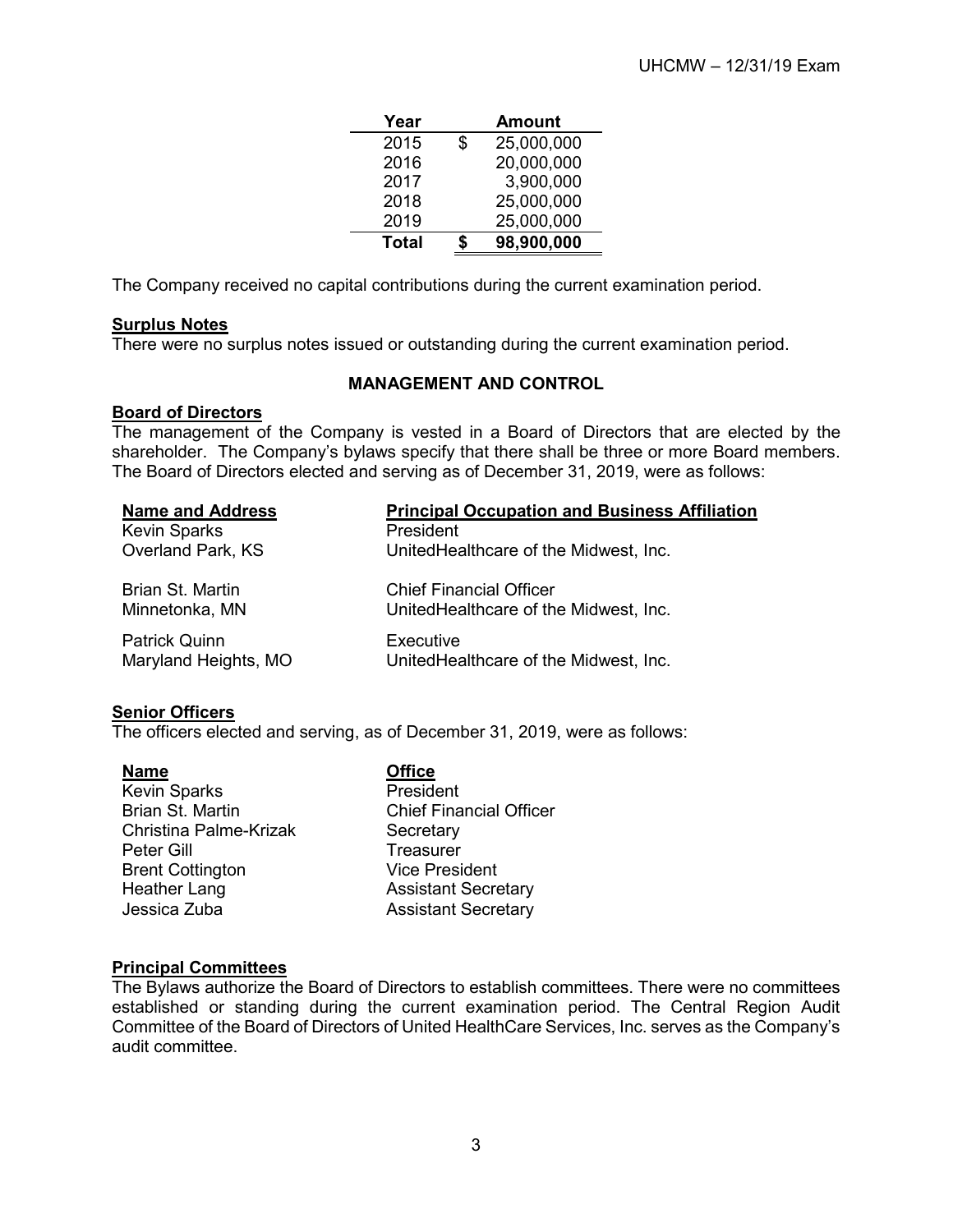| Year | Amount |
|---|---|
| 2015 | $ 25,000,000 |
| 2016 | 20,000,000 |
| 2017 | 3,900,000 |
| 2018 | 25,000,000 |
| 2019 | 25,000,000 |
| **Total** | **$ 98,900,000** |

The Company received no capital contributions during the current examination period.

**Surplus Notes**

There were no surplus notes issued or outstanding during the current examination period.

## MANAGEMENT AND CONTROL

**Board of Directors**

The management of the Company is vested in a Board of Directors that are elected by the shareholder. The Company's bylaws specify that there shall be three or more Board members. The Board of Directors elected and serving as of December 31, 2019, were as follows:

| Name and Address | Principal Occupation and Business Affiliation |
|---|---|
| Kevin Sparks<br>Overland Park, KS | President<br>UnitedHealthcare of the Midwest, Inc. |
| Brian St. Martin<br>Minnetonka, MN | Chief Financial Officer<br>UnitedHealthcare of the Midwest, Inc. |
| Patrick Quinn<br>Maryland Heights, MO | Executive<br>UnitedHealthcare of the Midwest, Inc. |

**Senior Officers**

The officers elected and serving, as of December 31, 2019, were as follows:

| Name | Office |
|---|---|
| Kevin Sparks | President |
| Brian St. Martin | Chief Financial Officer |
| Christina Palme-Krizak | Secretary |
| Peter Gill | Treasurer |
| Brent Cottington | Vice President |
| Heather Lang | Assistant Secretary |
| Jessica Zuba | Assistant Secretary |

**Principal Committees**

The Bylaws authorize the Board of Directors to establish committees. There were no committees established or standing during the current examination period. The Central Region Audit Committee of the Board of Directors of United HealthCare Services, Inc. serves as the Company's audit committee.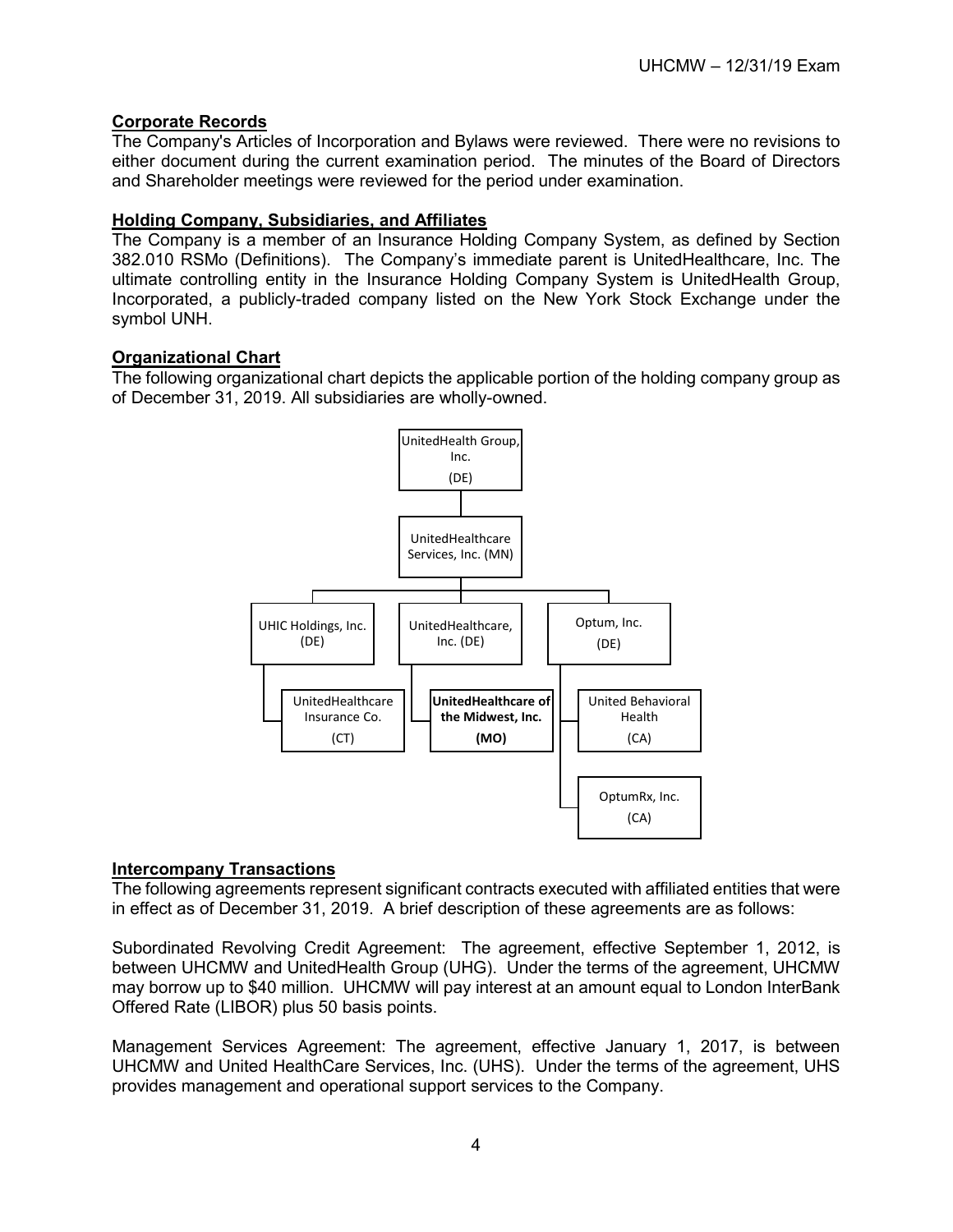## Corporate Records

The Company's Articles of Incorporation and Bylaws were reviewed. There were no revisions to either document during the current examination period. The minutes of the Board of Directors and Shareholder meetings were reviewed for the period under examination.

## Holding Company, Subsidiaries, and Affiliates

The Company is a member of an Insurance Holding Company System, as defined by Section 382.010 RSMo (Definitions). The Company's immediate parent is UnitedHealthcare, Inc. The ultimate controlling entity in the Insurance Holding Company System is UnitedHealth Group, Incorporated, a publicly-traded company listed on the New York Stock Exchange under the symbol UNH.

## Organizational Chart

The following organizational chart depicts the applicable portion of the holding company group as of December 31, 2019. All subsidiaries are wholly-owned.

- UnitedHealth Group, Inc. (DE)
  - UnitedHealthcare Services, Inc. (MN)
    - UHIC Holdings, Inc. (DE)
      - UnitedHealthcare Insurance Co. (CT)
    - UnitedHealthcare, Inc. (DE)
      - **UnitedHealthcare of the Midwest, Inc. (MO)**
    - Optum, Inc. (DE)
      - United Behavioral Health (CA)
      - OptumRx, Inc. (CA)

## Intercompany Transactions

The following agreements represent significant contracts executed with affiliated entities that were in effect as of December 31, 2019. A brief description of these agreements are as follows:

Subordinated Revolving Credit Agreement: The agreement, effective September 1, 2012, is between UHCMW and UnitedHealth Group (UHG). Under the terms of the agreement, UHCMW may borrow up to $40 million. UHCMW will pay interest at an amount equal to London InterBank Offered Rate (LIBOR) plus 50 basis points.

Management Services Agreement: The agreement, effective January 1, 2017, is between UHCMW and United HealthCare Services, Inc. (UHS). Under the terms of the agreement, UHS provides management and operational support services to the Company.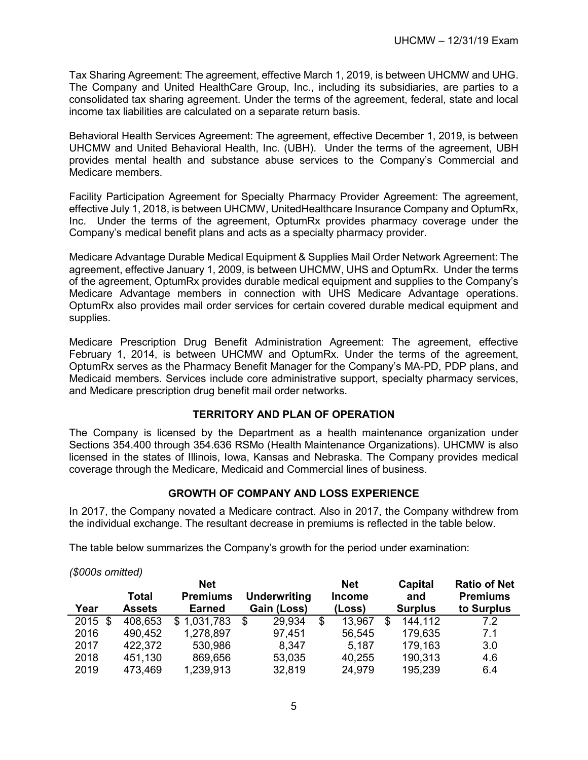Tax Sharing Agreement: The agreement, effective March 1, 2019, is between UHCMW and UHG. The Company and United HealthCare Group, Inc., including its subsidiaries, are parties to a consolidated tax sharing agreement. Under the terms of the agreement, federal, state and local income tax liabilities are calculated on a separate return basis.

Behavioral Health Services Agreement: The agreement, effective December 1, 2019, is between UHCMW and United Behavioral Health, Inc. (UBH). Under the terms of the agreement, UBH provides mental health and substance abuse services to the Company's Commercial and Medicare members.

Facility Participation Agreement for Specialty Pharmacy Provider Agreement: The agreement, effective July 1, 2018, is between UHCMW, UnitedHealthcare Insurance Company and OptumRx, Inc. Under the terms of the agreement, OptumRx provides pharmacy coverage under the Company's medical benefit plans and acts as a specialty pharmacy provider.

Medicare Advantage Durable Medical Equipment & Supplies Mail Order Network Agreement: The agreement, effective January 1, 2009, is between UHCMW, UHS and OptumRx. Under the terms of the agreement, OptumRx provides durable medical equipment and supplies to the Company's Medicare Advantage members in connection with UHS Medicare Advantage operations. OptumRx also provides mail order services for certain covered durable medical equipment and supplies.

Medicare Prescription Drug Benefit Administration Agreement: The agreement, effective February 1, 2014, is between UHCMW and OptumRx. Under the terms of the agreement, OptumRx serves as the Pharmacy Benefit Manager for the Company's MA-PD, PDP plans, and Medicaid members. Services include core administrative support, specialty pharmacy services, and Medicare prescription drug benefit mail order networks.

## TERRITORY AND PLAN OF OPERATION

The Company is licensed by the Department as a health maintenance organization under Sections 354.400 through 354.636 RSMo (Health Maintenance Organizations). UHCMW is also licensed in the states of Illinois, Iowa, Kansas and Nebraska. The Company provides medical coverage through the Medicare, Medicaid and Commercial lines of business.

## GROWTH OF COMPANY AND LOSS EXPERIENCE

In 2017, the Company novated a Medicare contract. Also in 2017, the Company withdrew from the individual exchange. The resultant decrease in premiums is reflected in the table below.

The table below summarizes the Company's growth for the period under examination:

*($000s omitted)*

| Year | Total Assets | Net Premiums Earned | Underwriting Gain (Loss) | Net Income (Loss) | Capital and Surplus | Ratio of Net Premiums to Surplus |
|---|---|---|---|---|---|---|
| 2015 | $ 408,653 | $ 1,031,783 | $ 29,934 | $ 13,967 | $ 144,112 | 7.2 |
| 2016 | 490,452 | 1,278,897 | 97,451 | 56,545 | 179,635 | 7.1 |
| 2017 | 422,372 | 530,986 | 8,347 | 5,187 | 179,163 | 3.0 |
| 2018 | 451,130 | 869,656 | 53,035 | 40,255 | 190,313 | 4.6 |
| 2019 | 473,469 | 1,239,913 | 32,819 | 24,979 | 195,239 | 6.4 |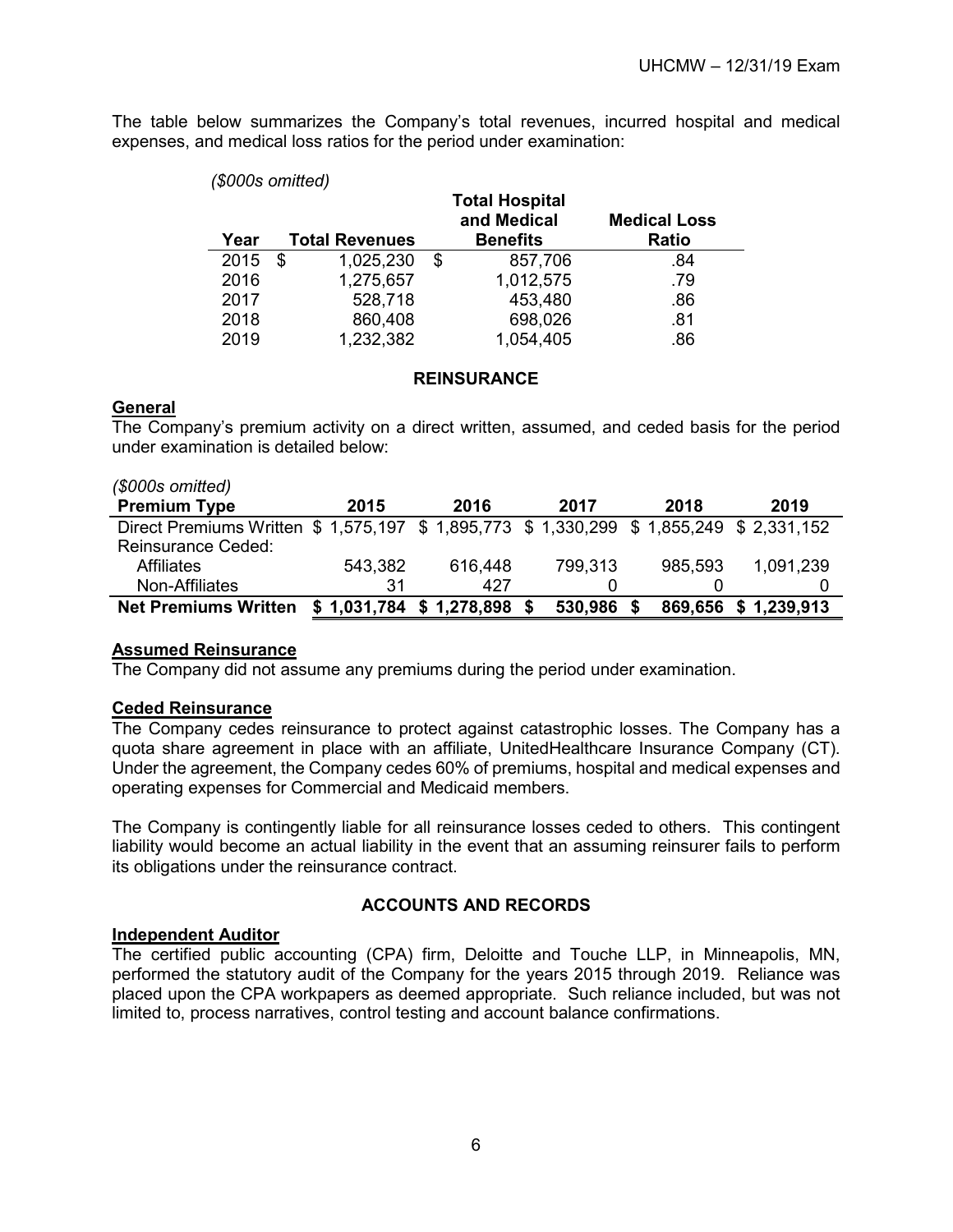The table below summarizes the Company's total revenues, incurred hospital and medical expenses, and medical loss ratios for the period under examination:

*($000s omitted)*

| Year | Total Revenues | Total Hospital and Medical Benefits | Medical Loss Ratio |
|---|---|---|---|
| 2015 | $ 1,025,230 | $ 857,706 | .84 |
| 2016 | 1,275,657 | 1,012,575 | .79 |
| 2017 | 528,718 | 453,480 | .86 |
| 2018 | 860,408 | 698,026 | .81 |
| 2019 | 1,232,382 | 1,054,405 | .86 |

## REINSURANCE

### General

The Company's premium activity on a direct written, assumed, and ceded basis for the period under examination is detailed below:

*($000s omitted)*

| Premium Type | 2015 | 2016 | 2017 | 2018 | 2019 |
|---|---|---|---|---|---|
| Direct Premiums Written | $ 1,575,197 | $ 1,895,773 | $ 1,330,299 | $ 1,855,249 | $ 2,331,152 |
| Reinsurance Ceded: | | | | | |
| Affiliates | 543,382 | 616,448 | 799,313 | 985,593 | 1,091,239 |
| Non-Affiliates | 31 | 427 | 0 | 0 | 0 |
| **Net Premiums Written** | **$ 1,031,784** | **$ 1,278,898** | **$ 530,986** | **$ 869,656** | **$ 1,239,913** |

### Assumed Reinsurance

The Company did not assume any premiums during the period under examination.

### Ceded Reinsurance

The Company cedes reinsurance to protect against catastrophic losses. The Company has a quota share agreement in place with an affiliate, UnitedHealthcare Insurance Company (CT). Under the agreement, the Company cedes 60% of premiums, hospital and medical expenses and operating expenses for Commercial and Medicaid members.

The Company is contingently liable for all reinsurance losses ceded to others. This contingent liability would become an actual liability in the event that an assuming reinsurer fails to perform its obligations under the reinsurance contract.

## ACCOUNTS AND RECORDS

### Independent Auditor

The certified public accounting (CPA) firm, Deloitte and Touche LLP, in Minneapolis, MN, performed the statutory audit of the Company for the years 2015 through 2019. Reliance was placed upon the CPA workpapers as deemed appropriate. Such reliance included, but was not limited to, process narratives, control testing and account balance confirmations.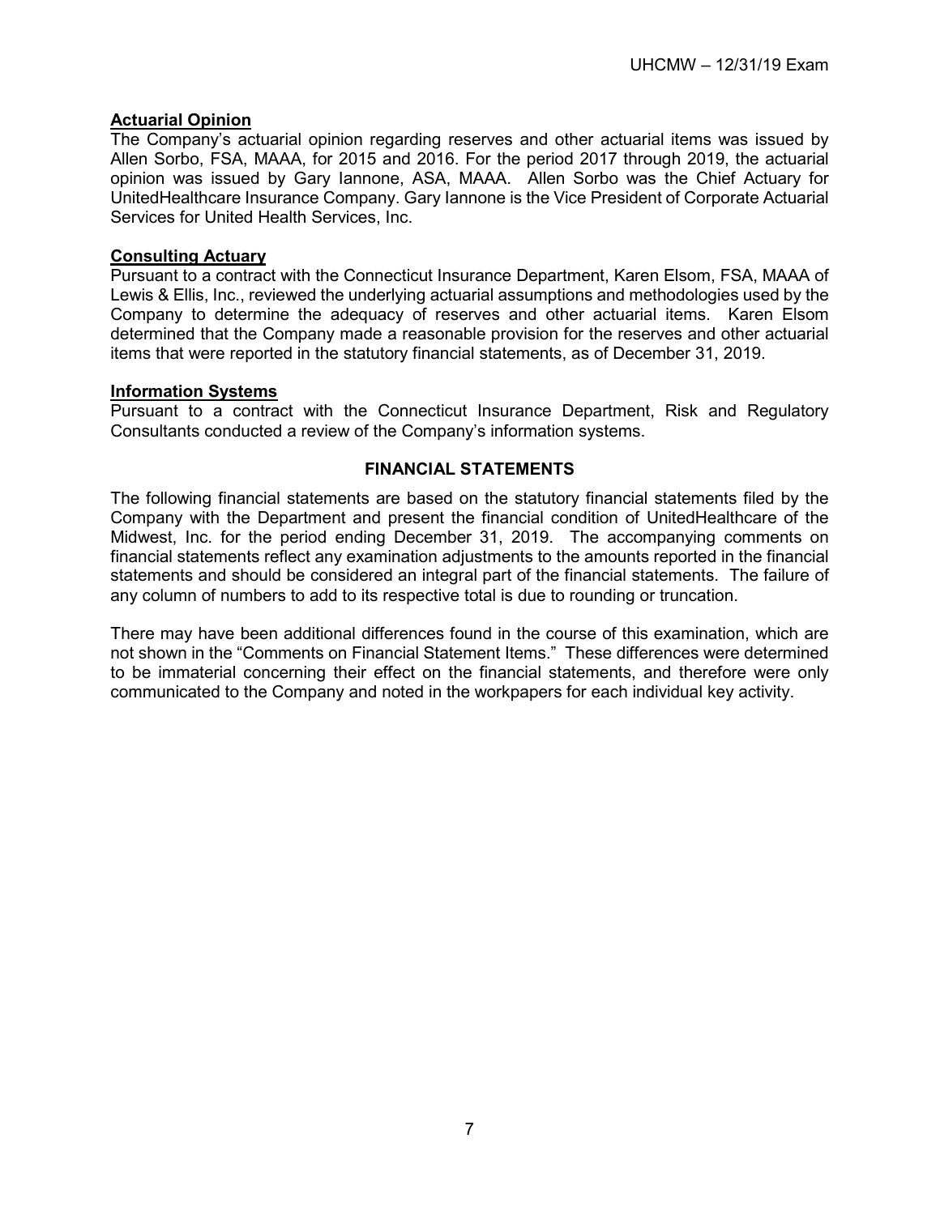**Actuarial Opinion**

The Company's actuarial opinion regarding reserves and other actuarial items was issued by Allen Sorbo, FSA, MAAA, for 2015 and 2016. For the period 2017 through 2019, the actuarial opinion was issued by Gary Iannone, ASA, MAAA. Allen Sorbo was the Chief Actuary for UnitedHealthcare Insurance Company. Gary Iannone is the Vice President of Corporate Actuarial Services for United Health Services, Inc.

**Consulting Actuary**

Pursuant to a contract with the Connecticut Insurance Department, Karen Elsom, FSA, MAAA of Lewis & Ellis, Inc., reviewed the underlying actuarial assumptions and methodologies used by the Company to determine the adequacy of reserves and other actuarial items. Karen Elsom determined that the Company made a reasonable provision for the reserves and other actuarial items that were reported in the statutory financial statements, as of December 31, 2019.

**Information Systems**

Pursuant to a contract with the Connecticut Insurance Department, Risk and Regulatory Consultants conducted a review of the Company's information systems.

## FINANCIAL STATEMENTS

The following financial statements are based on the statutory financial statements filed by the Company with the Department and present the financial condition of UnitedHealthcare of the Midwest, Inc. for the period ending December 31, 2019. The accompanying comments on financial statements reflect any examination adjustments to the amounts reported in the financial statements and should be considered an integral part of the financial statements. The failure of any column of numbers to add to its respective total is due to rounding or truncation.

There may have been additional differences found in the course of this examination, which are not shown in the "Comments on Financial Statement Items." These differences were determined to be immaterial concerning their effect on the financial statements, and therefore were only communicated to the Company and noted in the workpapers for each individual key activity.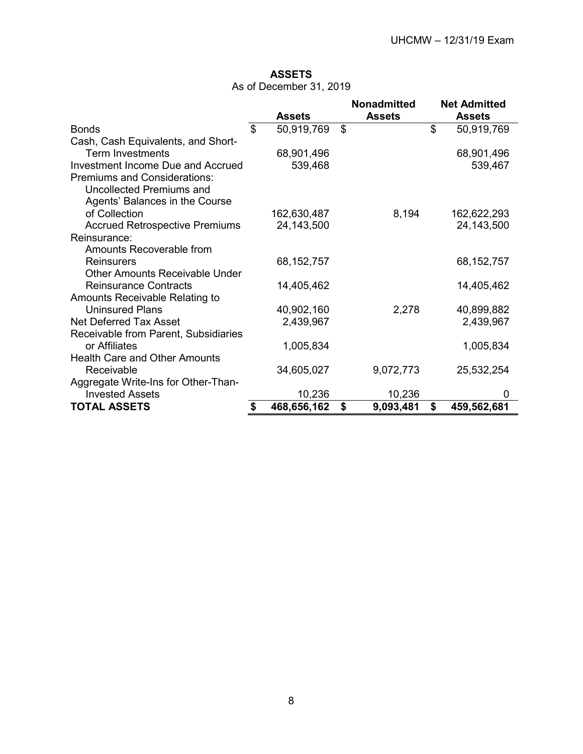**ASSETS**
As of December 31, 2019

| | Assets | Nonadmitted Assets | Net Admitted Assets |
|---|---|---|---|
| Bonds | $ 50,919,769 | $ | $ 50,919,769 |
| Cash, Cash Equivalents, and Short-Term Investments | 68,901,496 | | 68,901,496 |
| Investment Income Due and Accrued | 539,468 | | 539,467 |
| Premiums and Considerations: | | | |
| Uncollected Premiums and Agents' Balances in the Course of Collection | 162,630,487 | 8,194 | 162,622,293 |
| Accrued Retrospective Premiums | 24,143,500 | | 24,143,500 |
| Reinsurance: | | | |
| Amounts Recoverable from Reinsurers | 68,152,757 | | 68,152,757 |
| Other Amounts Receivable Under Reinsurance Contracts | 14,405,462 | | 14,405,462 |
| Amounts Receivable Relating to Uninsured Plans | 40,902,160 | 2,278 | 40,899,882 |
| Net Deferred Tax Asset | 2,439,967 | | 2,439,967 |
| Receivable from Parent, Subsidiaries or Affiliates | 1,005,834 | | 1,005,834 |
| Health Care and Other Amounts Receivable | 34,605,027 | 9,072,773 | 25,532,254 |
| Aggregate Write-Ins for Other-Than-Invested Assets | 10,236 | 10,236 | 0 |
| **TOTAL ASSETS** | **$ 468,656,162** | **$ 9,093,481** | **$ 459,562,681** |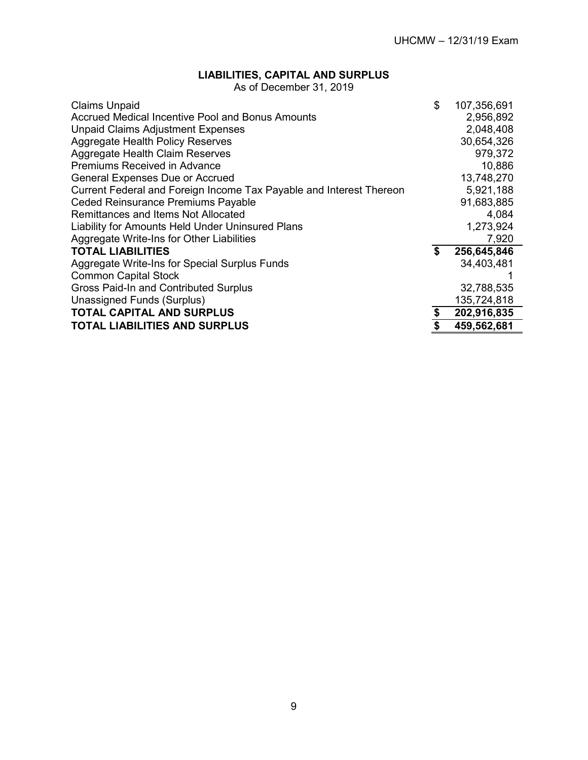## LIABILITIES, CAPITAL AND SURPLUS

As of December 31, 2019

| | |
|---|---:|
| Claims Unpaid | $ 107,356,691 |
| Accrued Medical Incentive Pool and Bonus Amounts | 2,956,892 |
| Unpaid Claims Adjustment Expenses | 2,048,408 |
| Aggregate Health Policy Reserves | 30,654,326 |
| Aggregate Health Claim Reserves | 979,372 |
| Premiums Received in Advance | 10,886 |
| General Expenses Due or Accrued | 13,748,270 |
| Current Federal and Foreign Income Tax Payable and Interest Thereon | 5,921,188 |
| Ceded Reinsurance Premiums Payable | 91,683,885 |
| Remittances and Items Not Allocated | 4,084 |
| Liability for Amounts Held Under Uninsured Plans | 1,273,924 |
| Aggregate Write-Ins for Other Liabilities | 7,920 |
| **TOTAL LIABILITIES** | **$ 256,645,846** |
| Aggregate Write-Ins for Special Surplus Funds | 34,403,481 |
| Common Capital Stock | 1 |
| Gross Paid-In and Contributed Surplus | 32,788,535 |
| Unassigned Funds (Surplus) | 135,724,818 |
| **TOTAL CAPITAL AND SURPLUS** | **$ 202,916,835** |
| **TOTAL LIABILITIES AND SURPLUS** | **$ 459,562,681** |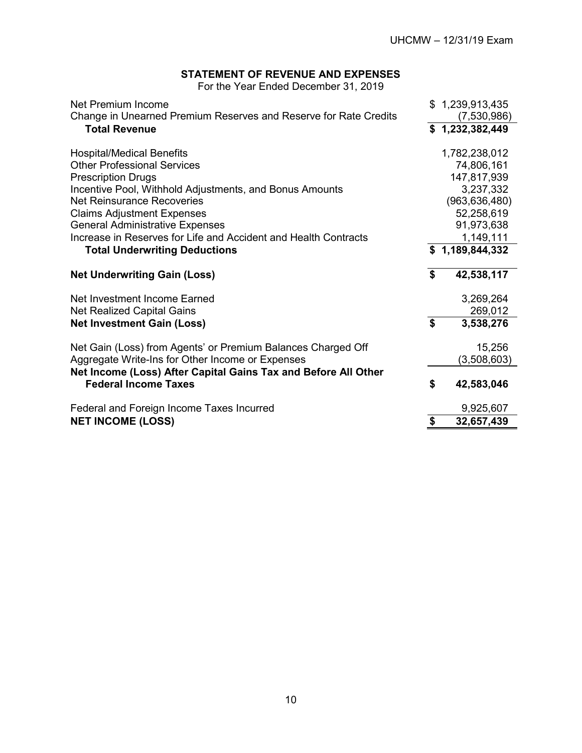**STATEMENT OF REVENUE AND EXPENSES**

For the Year Ended December 31, 2019

| | |
|---|---|
| Net Premium Income | $ 1,239,913,435 |
| Change in Unearned Premium Reserves and Reserve for Rate Credits | (7,530,986) |
| **Total Revenue** | **$ 1,232,382,449** |
| | |
| Hospital/Medical Benefits | 1,782,238,012 |
| Other Professional Services | 74,806,161 |
| Prescription Drugs | 147,817,939 |
| Incentive Pool, Withhold Adjustments, and Bonus Amounts | 3,237,332 |
| Net Reinsurance Recoveries | (963,636,480) |
| Claims Adjustment Expenses | 52,258,619 |
| General Administrative Expenses | 91,973,638 |
| Increase in Reserves for Life and Accident and Health Contracts | 1,149,111 |
| **Total Underwriting Deductions** | **$ 1,189,844,332** |
| | |
| **Net Underwriting Gain (Loss)** | **$ 42,538,117** |
| | |
| Net Investment Income Earned | 3,269,264 |
| Net Realized Capital Gains | 269,012 |
| **Net Investment Gain (Loss)** | **$ 3,538,276** |
| | |
| Net Gain (Loss) from Agents' or Premium Balances Charged Off | 15,256 |
| Aggregate Write-Ins for Other Income or Expenses | (3,508,603) |
| **Net Income (Loss) After Capital Gains Tax and Before All Other Federal Income Taxes** | **$ 42,583,046** |
| | |
| Federal and Foreign Income Taxes Incurred | 9,925,607 |
| **NET INCOME (LOSS)** | **$ 32,657,439** |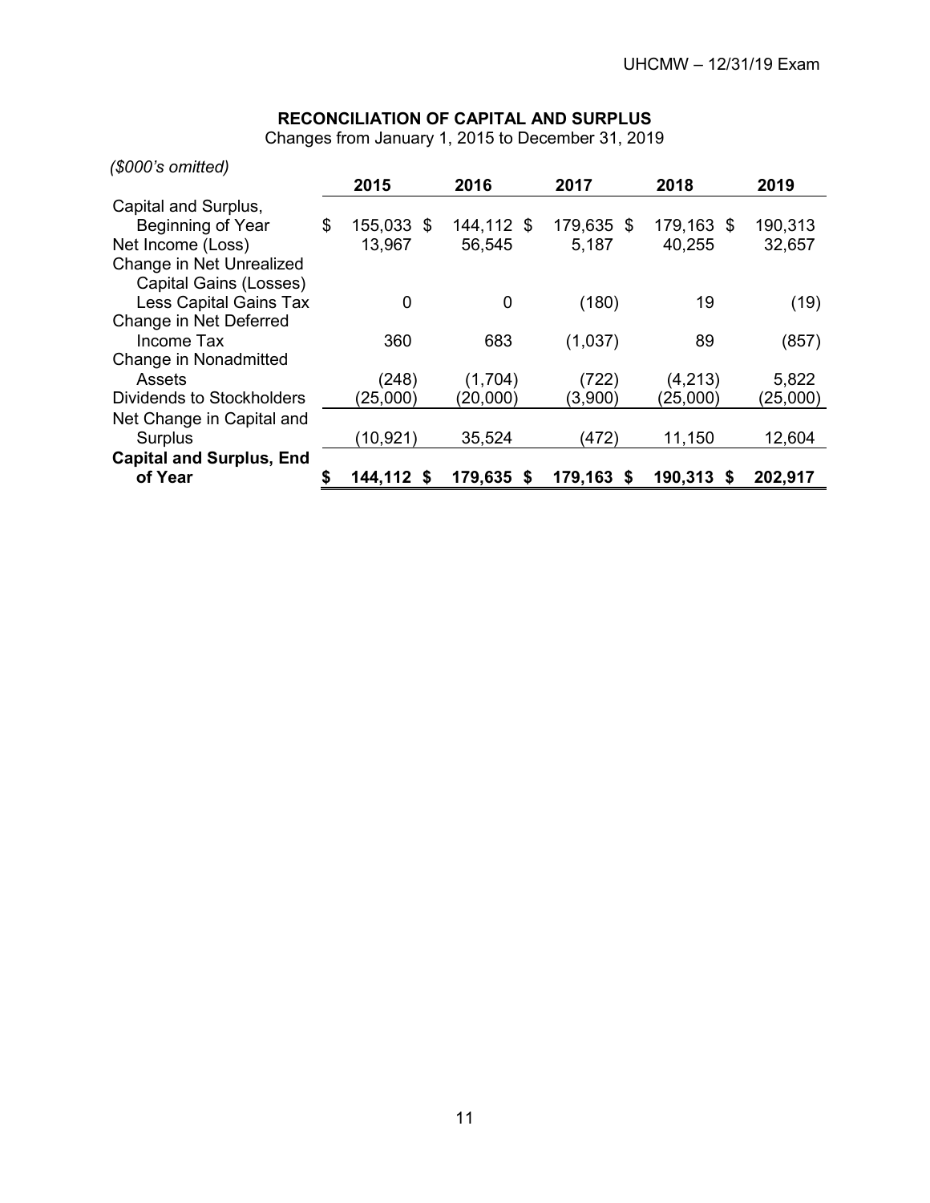**RECONCILIATION OF CAPITAL AND SURPLUS**

Changes from January 1, 2015 to December 31, 2019

*($000's omitted)*

| | 2015 | 2016 | 2017 | 2018 | 2019 |
|---|---|---|---|---|---|
| Capital and Surplus, Beginning of Year | $ 155,033 | $ 144,112 | $ 179,635 | $ 179,163 | $ 190,313 |
| Net Income (Loss) | 13,967 | 56,545 | 5,187 | 40,255 | 32,657 |
| Change in Net Unrealized Capital Gains (Losses) Less Capital Gains Tax | 0 | 0 | (180) | 19 | (19) |
| Change in Net Deferred Income Tax | 360 | 683 | (1,037) | 89 | (857) |
| Change in Nonadmitted Assets | (248) | (1,704) | (722) | (4,213) | 5,822 |
| Dividends to Stockholders | (25,000) | (20,000) | (3,900) | (25,000) | (25,000) |
| Net Change in Capital and Surplus | (10,921) | 35,524 | (472) | 11,150 | 12,604 |
| **Capital and Surplus, End of Year** | **$ 144,112** | **$ 179,635** | **$ 179,163** | **$ 190,313** | **$ 202,917** |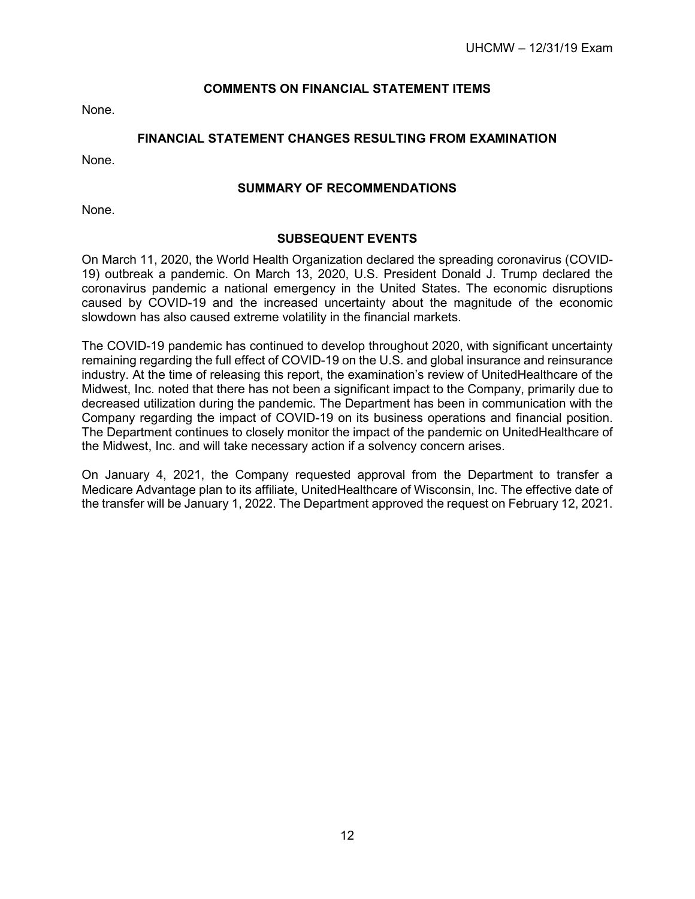## COMMENTS ON FINANCIAL STATEMENT ITEMS

None.

## FINANCIAL STATEMENT CHANGES RESULTING FROM EXAMINATION

None.

## SUMMARY OF RECOMMENDATIONS

None.

## SUBSEQUENT EVENTS

On March 11, 2020, the World Health Organization declared the spreading coronavirus (COVID-19) outbreak a pandemic. On March 13, 2020, U.S. President Donald J. Trump declared the coronavirus pandemic a national emergency in the United States. The economic disruptions caused by COVID-19 and the increased uncertainty about the magnitude of the economic slowdown has also caused extreme volatility in the financial markets.

The COVID-19 pandemic has continued to develop throughout 2020, with significant uncertainty remaining regarding the full effect of COVID-19 on the U.S. and global insurance and reinsurance industry. At the time of releasing this report, the examination's review of UnitedHealthcare of the Midwest, Inc. noted that there has not been a significant impact to the Company, primarily due to decreased utilization during the pandemic. The Department has been in communication with the Company regarding the impact of COVID-19 on its business operations and financial position. The Department continues to closely monitor the impact of the pandemic on UnitedHealthcare of the Midwest, Inc. and will take necessary action if a solvency concern arises.

On January 4, 2021, the Company requested approval from the Department to transfer a Medicare Advantage plan to its affiliate, UnitedHealthcare of Wisconsin, Inc. The effective date of the transfer will be January 1, 2022. The Department approved the request on February 12, 2021.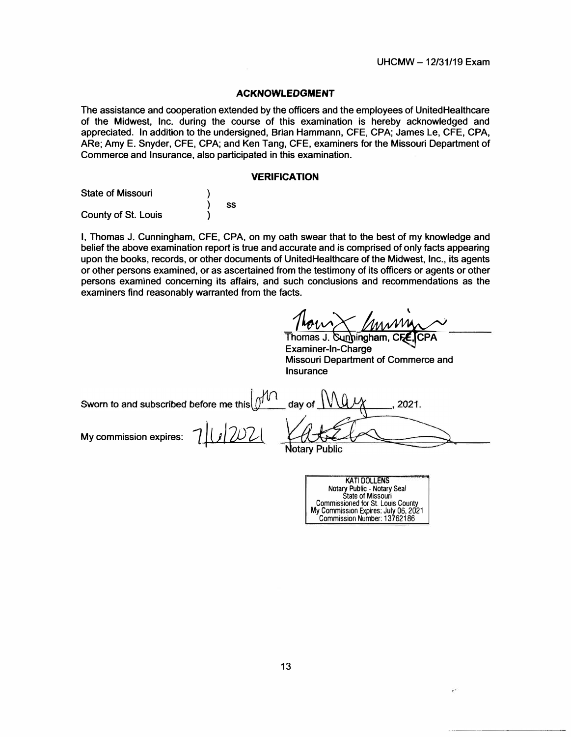## ACKNOWLEDGMENT

The assistance and cooperation extended by the officers and the employees of UnitedHealthcare of the Midwest, Inc. during the course of this examination is hereby acknowledged and appreciated. In addition to the undersigned, Brian Hammann, CFE, CPA; James Le, CFE, CPA, ARe; Amy E. Snyder, CFE, CPA; and Ken Tang, CFE, examiners for the Missouri Department of Commerce and Insurance, also participated in this examination.

## VERIFICATION

State of Missouri )
) ss
County of St. Louis )

I, Thomas J. Cunningham, CFE, CPA, on my oath swear that to the best of my knowledge and belief the above examination report is true and accurate and is comprised of only facts appearing upon the books, records, or other documents of UnitedHealthcare of the Midwest, Inc., its agents or other persons examined, or as ascertained from the testimony of its officers or agents or other persons examined concerning its affairs, and such conclusions and recommendations as the examiners find reasonably warranted from the facts.

Thomas J. Cunningham, CFE, CPA
Examiner-In-Charge
Missouri Department of Commerce and Insurance

Sworn to and subscribed before me this 6th day of May, 2021.

My commission expires: 7/6/2021

Notary Public

KATI DOLLENS
Notary Public - Notary Seal
State of Missouri
Commissioned for St. Louis County
My Commission Expires: July 06, 2021
Commission Number: 13762186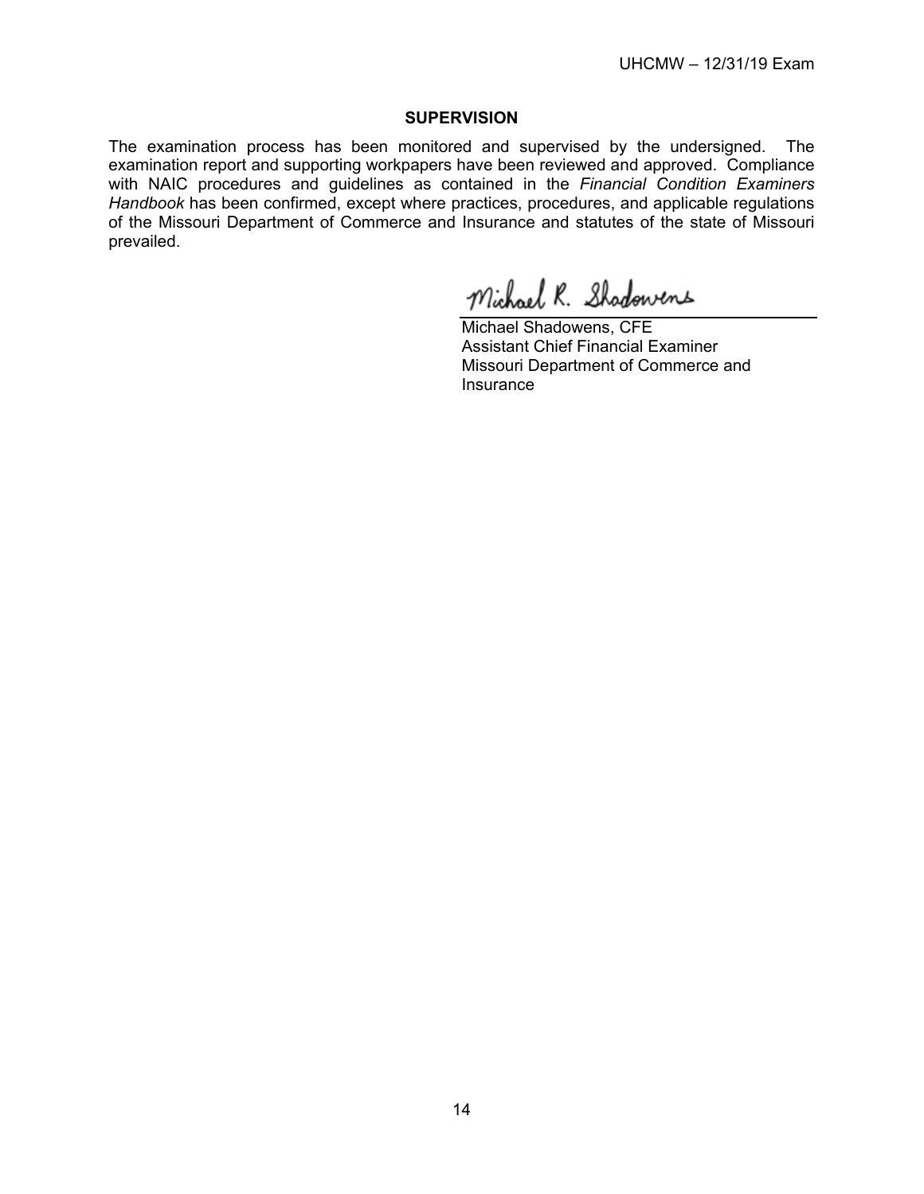## SUPERVISION

The examination process has been monitored and supervised by the undersigned. The examination report and supporting workpapers have been reviewed and approved. Compliance with NAIC procedures and guidelines as contained in the *Financial Condition Examiners Handbook* has been confirmed, except where practices, procedures, and applicable regulations of the Missouri Department of Commerce and Insurance and statutes of the state of Missouri prevailed.

Michael R. Shadowens

Michael Shadowens, CFE
Assistant Chief Financial Examiner
Missouri Department of Commerce and Insurance